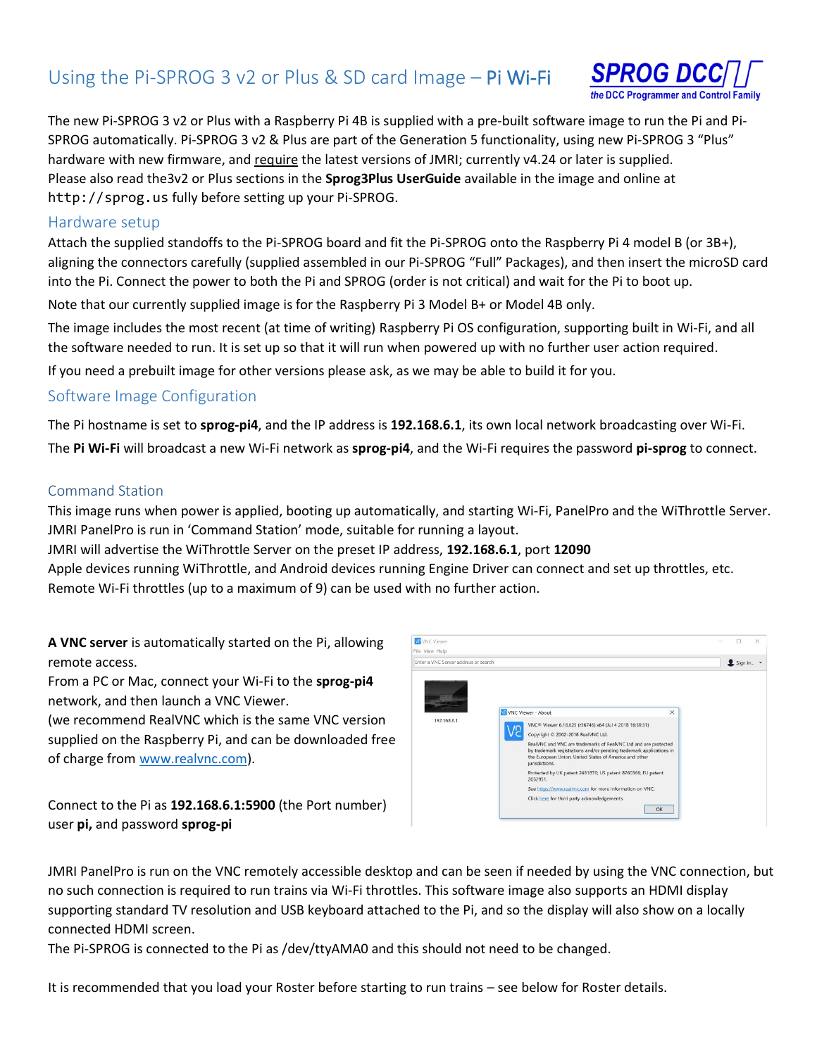# Using the Pi-SPROG 3 v2 or Plus & SD card Image – Pi Wi-Fi

The new Pi-SPROG 3 v2 or Plus with a Raspberry Pi 4B is supplied with a pre-built software image to run the Pi and Pi-SPROG automatically. Pi-SPROG 3 v2 & Plus are part of the Generation 5 functionality, using new Pi-SPROG 3 "Plus" hardware with new firmware, and require the latest versions of JMRI; currently v4.24 or later is supplied. Please also read the3v2 or Plus sections in the **Sprog3Plus UserGuide** available in the image and online at `http://sprog.us` fully before setting up your Pi-SPROG.

## Hardware setup

Attach the supplied standoffs to the Pi-SPROG board and fit the Pi-SPROG onto the Raspberry Pi 4 model B (or 3B+), aligning the connectors carefully (supplied assembled in our Pi-SPROG "Full" Packages), and then insert the microSD card into the Pi. Connect the power to both the Pi and SPROG (order is not critical) and wait for the Pi to boot up.

Note that our currently supplied image is for the Raspberry Pi 3 Model B+ or Model 4B only.

The image includes the most recent (at time of writing) Raspberry Pi OS configuration, supporting built in Wi-Fi, and all the software needed to run. It is set up so that it will run when powered up with no further user action required.

If you need a prebuilt image for other versions please ask, as we may be able to build it for you.

## Software Image Configuration

The Pi hostname is set to **sprog-pi4**, and the IP address is **192.168.6.1**, its own local network broadcasting over Wi-Fi.

The **Pi Wi-Fi** will broadcast a new Wi-Fi network as **sprog-pi4**, and the Wi-Fi requires the password **pi-sprog** to connect.

## Command Station

This image runs when power is applied, booting up automatically, and starting Wi-Fi, PanelPro and the WiThrottle Server.
JMRI PanelPro is run in 'Command Station' mode, suitable for running a layout.
JMRI will advertise the WiThrottle Server on the preset IP address, **192.168.6.1**, port **12090**
Apple devices running WiThrottle, and Android devices running Engine Driver can connect and set up throttles, etc.
Remote Wi-Fi throttles (up to a maximum of 9) can be used with no further action.

**A VNC server** is automatically started on the Pi, allowing remote access.
From a PC or Mac, connect your Wi-Fi to the **sprog-pi4** network, and then launch a VNC Viewer.
(we recommend RealVNC which is the same VNC version supplied on the Raspberry Pi, and can be downloaded free of charge from www.realvnc.com).

Connect to the Pi as **192.168.6.1:5900** (the Port number) user **pi,** and password **sprog-pi**

JMRI PanelPro is run on the VNC remotely accessible desktop and can be seen if needed by using the VNC connection, but no such connection is required to run trains via Wi-Fi throttles. This software image also supports an HDMI display supporting standard TV resolution and USB keyboard attached to the Pi, and so the display will also show on a locally connected HDMI screen.
The Pi-SPROG is connected to the Pi as /dev/ttyAMA0 and this should not need to be changed.

It is recommended that you load your Roster before starting to run trains – see below for Roster details.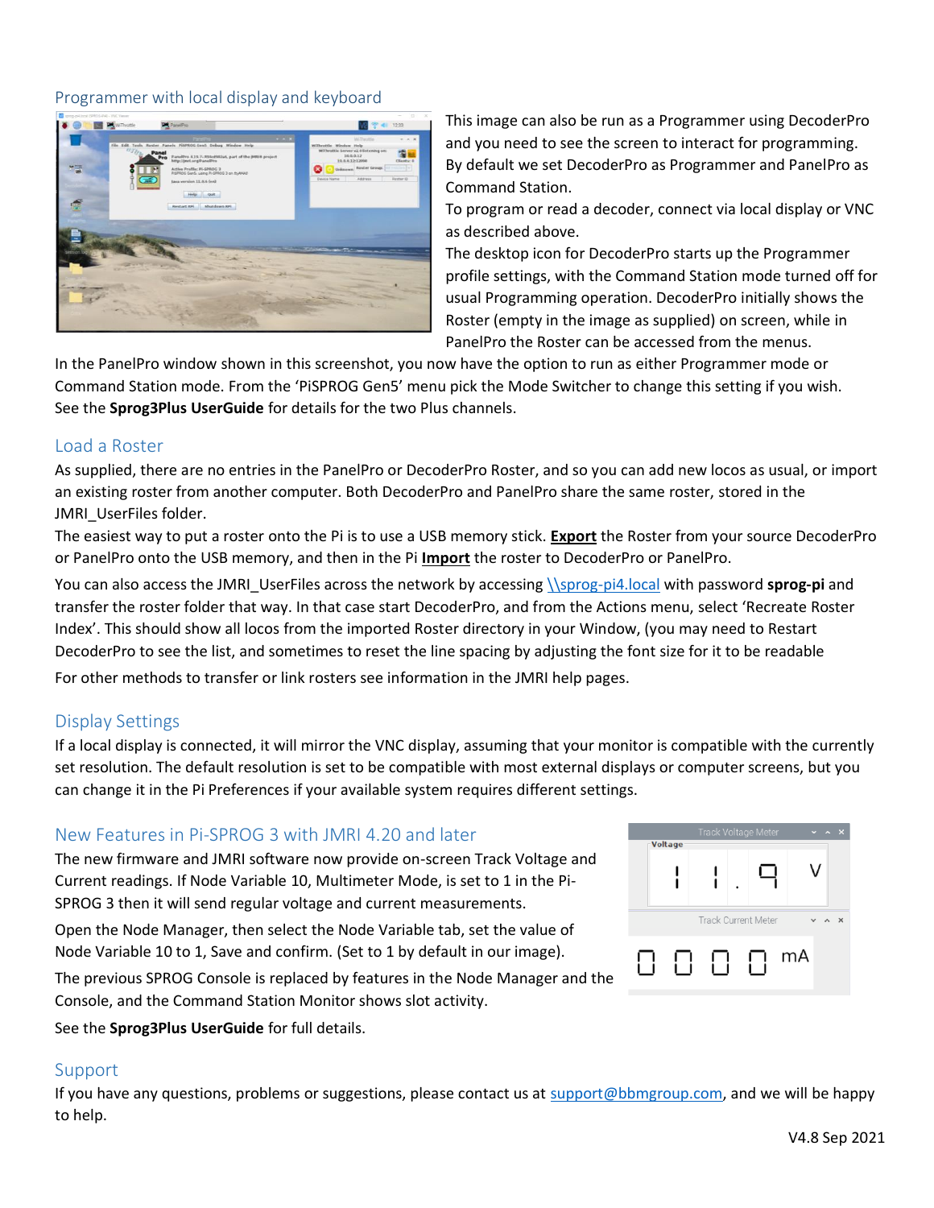## Programmer with local display and keyboard

This image can also be run as a Programmer using DecoderPro and you need to see the screen to interact for programming. By default we set DecoderPro as Programmer and PanelPro as Command Station.

To program or read a decoder, connect via local display or VNC as described above.

The desktop icon for DecoderPro starts up the Programmer profile settings, with the Command Station mode turned off for usual Programming operation. DecoderPro initially shows the Roster (empty in the image as supplied) on screen, while in PanelPro the Roster can be accessed from the menus.

In the PanelPro window shown in this screenshot, you now have the option to run as either Programmer mode or Command Station mode. From the 'PiSPROG Gen5' menu pick the Mode Switcher to change this setting if you wish. See the **Sprog3Plus UserGuide** for details for the two Plus channels.

## Load a Roster

As supplied, there are no entries in the PanelPro or DecoderPro Roster, and so you can add new locos as usual, or import an existing roster from another computer. Both DecoderPro and PanelPro share the same roster, stored in the JMRI_UserFiles folder.

The easiest way to put a roster onto the Pi is to use a USB memory stick. **Export** the Roster from your source DecoderPro or PanelPro onto the USB memory, and then in the Pi **Import** the roster to DecoderPro or PanelPro.

You can also access the JMRI_UserFiles across the network by accessing \\sprog-pi4.local with password **sprog-pi** and transfer the roster folder that way. In that case start DecoderPro, and from the Actions menu, select 'Recreate Roster Index'. This should show all locos from the imported Roster directory in your Window, (you may need to Restart DecoderPro to see the list, and sometimes to reset the line spacing by adjusting the font size for it to be readable

For other methods to transfer or link rosters see information in the JMRI help pages.

## Display Settings

If a local display is connected, it will mirror the VNC display, assuming that your monitor is compatible with the currently set resolution. The default resolution is set to be compatible with most external displays or computer screens, but you can change it in the Pi Preferences if your available system requires different settings.

## New Features in Pi-SPROG 3 with JMRI 4.20 and later

The new firmware and JMRI software now provide on-screen Track Voltage and Current readings. If Node Variable 10, Multimeter Mode, is set to 1 in the Pi-SPROG 3 then it will send regular voltage and current measurements.

Open the Node Manager, then select the Node Variable tab, set the value of Node Variable 10 to 1, Save and confirm. (Set to 1 by default in our image).

The previous SPROG Console is replaced by features in the Node Manager and the Console, and the Command Station Monitor shows slot activity.

See the **Sprog3Plus UserGuide** for full details.

## Support

If you have any questions, problems or suggestions, please contact us at support@bbmgroup.com, and we will be happy to help.

V4.8 Sep 2021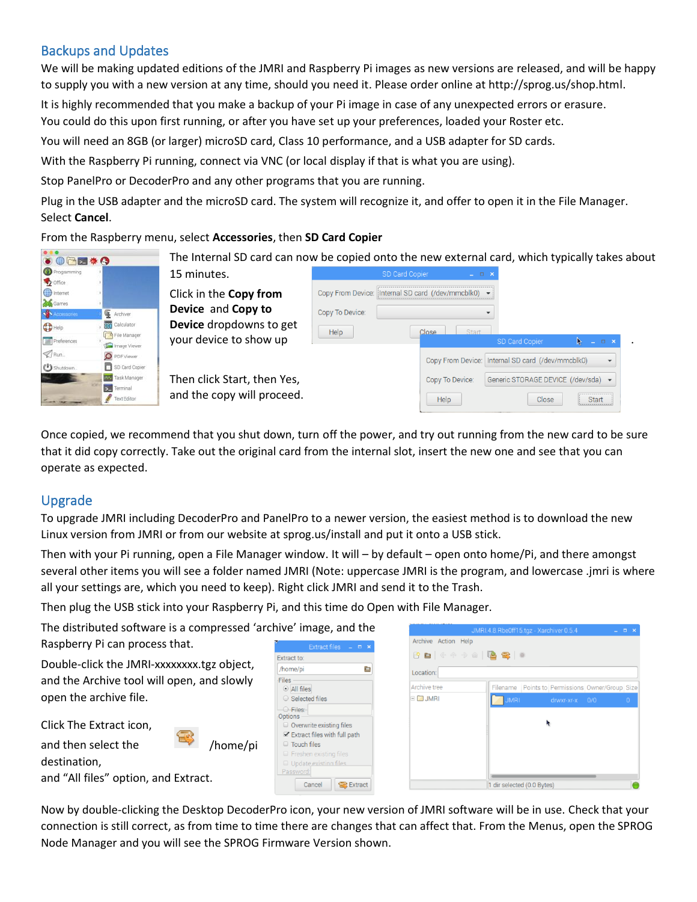## Backups and Updates

We will be making updated editions of the JMRI and Raspberry Pi images as new versions are released, and will be happy to supply you with a new version at any time, should you need it. Please order online at http://sprog.us/shop.html.

It is highly recommended that you make a backup of your Pi image in case of any unexpected errors or erasure. You could do this upon first running, or after you have set up your preferences, loaded your Roster etc.

You will need an 8GB (or larger) microSD card, Class 10 performance, and a USB adapter for SD cards.

With the Raspberry Pi running, connect via VNC (or local display if that is what you are using).

Stop PanelPro or DecoderPro and any other programs that you are running.

Plug in the USB adapter and the microSD card. The system will recognize it, and offer to open it in the File Manager. Select **Cancel**.

From the Raspberry menu, select **Accessories**, then **SD Card Copier**

The Internal SD card can now be copied onto the new external card, which typically takes about 15 minutes.

Click in the **Copy from Device** and **Copy to Device** dropdowns to get your device to show up

Then click Start, then Yes, and the copy will proceed.

Once copied, we recommend that you shut down, turn off the power, and try out running from the new card to be sure that it did copy correctly. Take out the original card from the internal slot, insert the new one and see that you can operate as expected.

## Upgrade

To upgrade JMRI including DecoderPro and PanelPro to a newer version, the easiest method is to download the new Linux version from JMRI or from our website at sprog.us/install and put it onto a USB stick.

Then with your Pi running, open a File Manager window. It will – by default – open onto home/Pi, and there amongst several other items you will see a folder named JMRI (Note: uppercase JMRI is the program, and lowercase .jmri is where all your settings are, which you need to keep). Right click JMRI and send it to the Trash.

Then plug the USB stick into your Raspberry Pi, and this time do Open with File Manager.

The distributed software is a compressed 'archive' image, and the Raspberry Pi can process that.

Double-click the JMRI-xxxxxxxx.tgz object, and the Archive tool will open, and slowly open the archive file.

Click The Extract icon,

and then select the /home/pi destination,

and "All files" option, and Extract.

Now by double-clicking the Desktop DecoderPro icon, your new version of JMRI software will be in use. Check that your connection is still correct, as from time to time there are changes that can affect that. From the Menus, open the SPROG Node Manager and you will see the SPROG Firmware Version shown.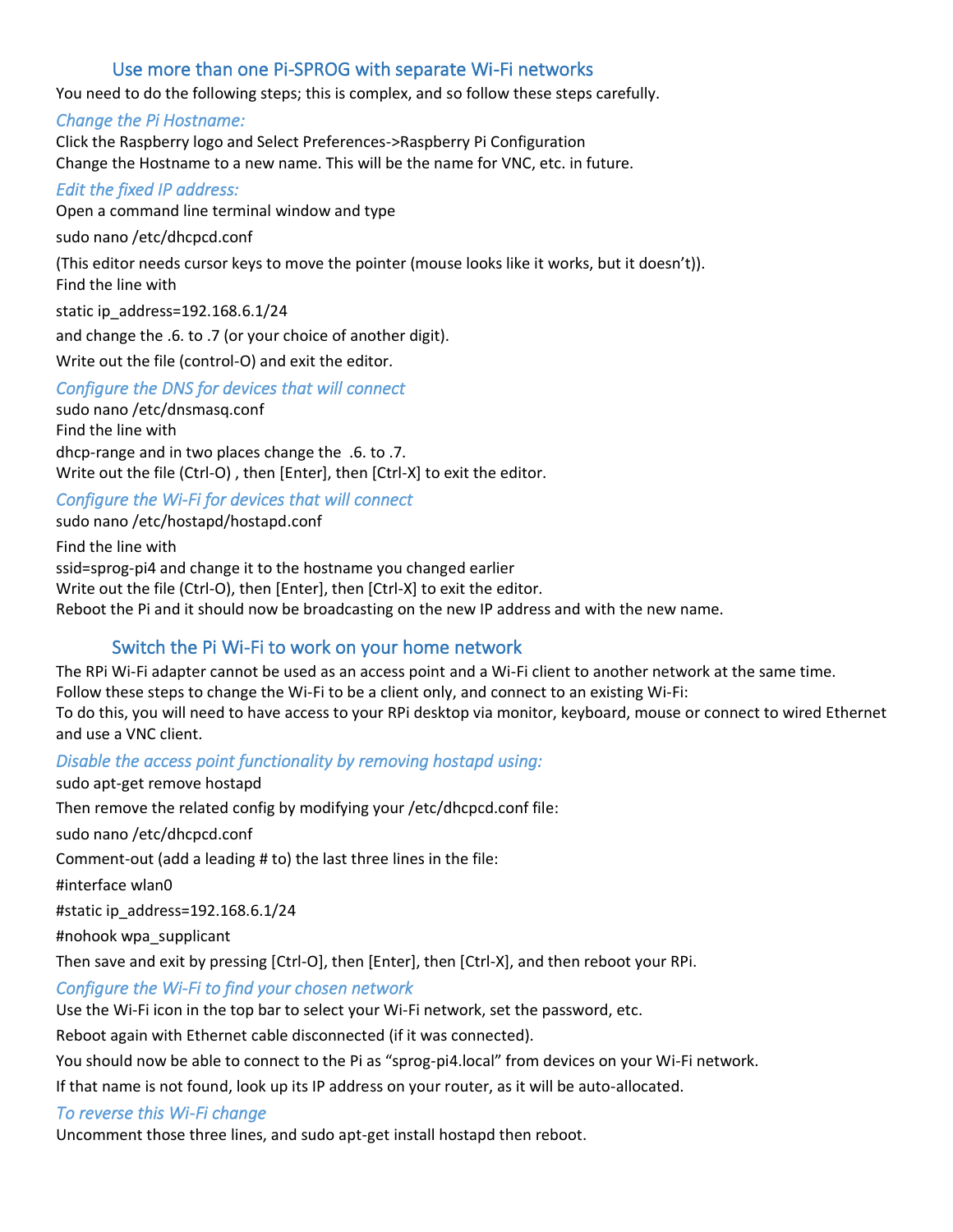## Use more than one Pi-SPROG with separate Wi-Fi networks

You need to do the following steps; this is complex, and so follow these steps carefully.

### *Change the Pi Hostname:*

Click the Raspberry logo and Select Preferences->Raspberry Pi Configuration
Change the Hostname to a new name. This will be the name for VNC, etc. in future.

### *Edit the fixed IP address:*

Open a command line terminal window and type

sudo nano /etc/dhcpcd.conf

(This editor needs cursor keys to move the pointer (mouse looks like it works, but it doesn't)).
Find the line with

static ip_address=192.168.6.1/24

and change the .6. to .7 (or your choice of another digit).

Write out the file (control-O) and exit the editor.

### *Configure the DNS for devices that will connect*

sudo nano /etc/dnsmasq.conf
Find the line with
dhcp-range and in two places change the .6. to .7.
Write out the file (Ctrl-O) , then [Enter], then [Ctrl-X] to exit the editor.

### *Configure the Wi-Fi for devices that will connect*

sudo nano /etc/hostapd/hostapd.conf

Find the line with
ssid=sprog-pi4 and change it to the hostname you changed earlier
Write out the file (Ctrl-O), then [Enter], then [Ctrl-X] to exit the editor.
Reboot the Pi and it should now be broadcasting on the new IP address and with the new name.

## Switch the Pi Wi-Fi to work on your home network

The RPi Wi-Fi adapter cannot be used as an access point and a Wi-Fi client to another network at the same time.
Follow these steps to change the Wi-Fi to be a client only, and connect to an existing Wi-Fi:
To do this, you will need to have access to your RPi desktop via monitor, keyboard, mouse or connect to wired Ethernet and use a VNC client.

### *Disable the access point functionality by removing hostapd using:*

sudo apt-get remove hostapd

Then remove the related config by modifying your /etc/dhcpcd.conf file:

sudo nano /etc/dhcpcd.conf

Comment-out (add a leading # to) the last three lines in the file:

#interface wlan0

#static ip_address=192.168.6.1/24

#nohook wpa_supplicant

Then save and exit by pressing [Ctrl-O], then [Enter], then [Ctrl-X], and then reboot your RPi.

### *Configure the Wi-Fi to find your chosen network*

Use the Wi-Fi icon in the top bar to select your Wi-Fi network, set the password, etc.

Reboot again with Ethernet cable disconnected (if it was connected).

You should now be able to connect to the Pi as "sprog-pi4.local" from devices on your Wi-Fi network.

If that name is not found, look up its IP address on your router, as it will be auto-allocated.

### *To reverse this Wi-Fi change*

Uncomment those three lines, and sudo apt-get install hostapd then reboot.